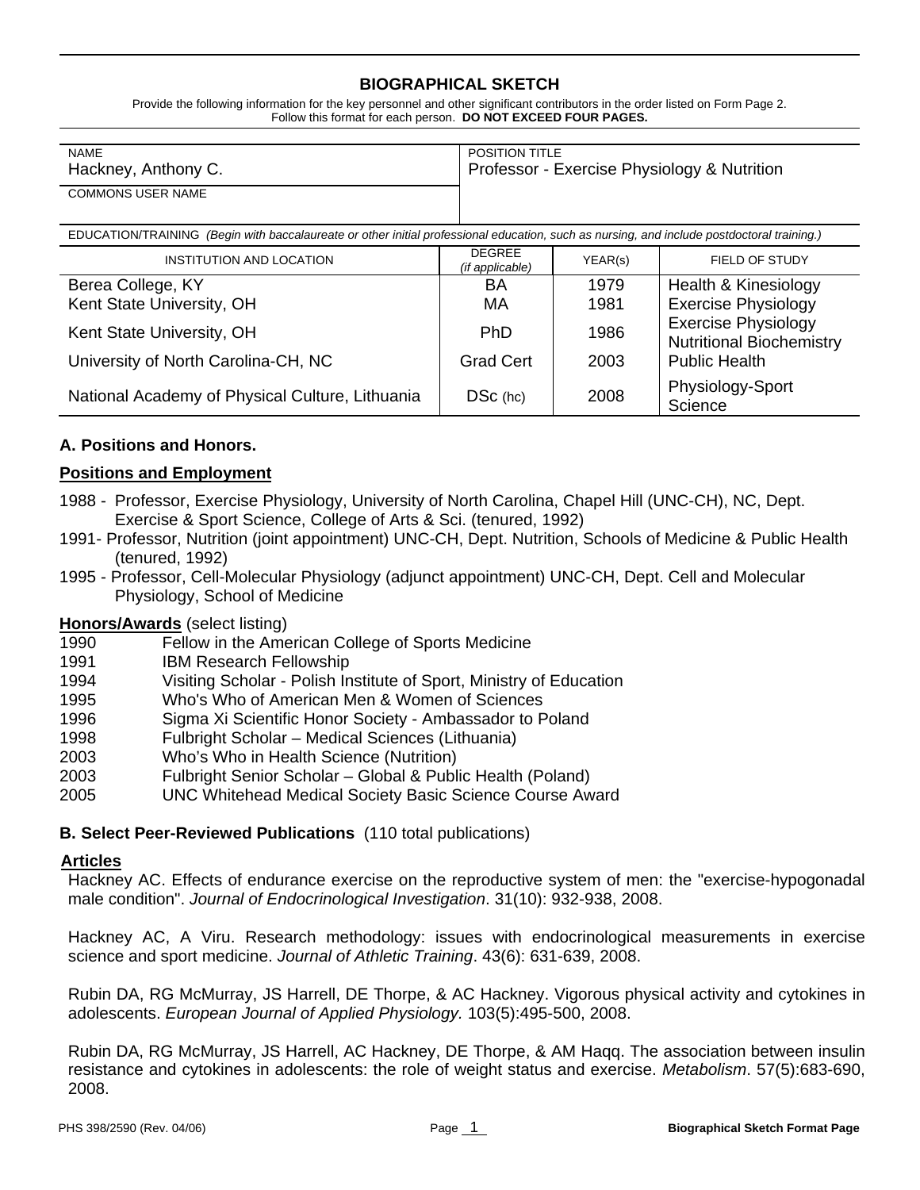# BIOGRAPHICAL SKETCH

Provide the following information for the key personnel and other significant contributors in the order listed on Form Page 2.
Follow this format for each person. **DO NOT EXCEED FOUR PAGES.**

| NAME | POSITION TITLE |
| --- | --- |
| Hackney, Anthony C. | Professor - Exercise Physiology & Nutrition |
| COMMONS USER NAME | |

EDUCATION/TRAINING *(Begin with baccalaureate or other initial professional education, such as nursing, and include postdoctoral training.)*

| INSTITUTION AND LOCATION | DEGREE *(if applicable)* | YEAR(s) | FIELD OF STUDY |
| --- | --- | --- | --- |
| Berea College, KY | BA | 1979 | Health & Kinesiology |
| Kent State University, OH | MA | 1981 | Exercise Physiology |
| Kent State University, OH | PhD | 1986 | Exercise Physiology Nutritional Biochemistry |
| University of North Carolina-CH, NC | Grad Cert | 2003 | Public Health |
| National Academy of Physical Culture, Lithuania | DSc (hc) | 2008 | Physiology-Sport Science |

### A. Positions and Honors.

**Positions and Employment**

1988 - Professor, Exercise Physiology, University of North Carolina, Chapel Hill (UNC-CH), NC, Dept. Exercise & Sport Science, College of Arts & Sci. (tenured, 1992)
1991- Professor, Nutrition (joint appointment) UNC-CH, Dept. Nutrition, Schools of Medicine & Public Health (tenured, 1992)
1995 - Professor, Cell-Molecular Physiology (adjunct appointment) UNC-CH, Dept. Cell and Molecular Physiology, School of Medicine

**Honors/Awards** (select listing)

1990 Fellow in the American College of Sports Medicine
1991 IBM Research Fellowship
1994 Visiting Scholar - Polish Institute of Sport, Ministry of Education
1995 Who's Who of American Men & Women of Sciences
1996 Sigma Xi Scientific Honor Society - Ambassador to Poland
1998 Fulbright Scholar – Medical Sciences (Lithuania)
2003 Who's Who in Health Science (Nutrition)
2003 Fulbright Senior Scholar – Global & Public Health (Poland)
2005 UNC Whitehead Medical Society Basic Science Course Award

### B. Select Peer-Reviewed Publications (110 total publications)

**Articles**

Hackney AC. Effects of endurance exercise on the reproductive system of men: the "exercise-hypogonadal male condition". *Journal of Endocrinological Investigation*. 31(10): 932-938, 2008.

Hackney AC, A Viru. Research methodology: issues with endocrinological measurements in exercise science and sport medicine. *Journal of Athletic Training*. 43(6): 631-639, 2008.

Rubin DA, RG McMurray, JS Harrell, DE Thorpe, & AC Hackney. Vigorous physical activity and cytokines in adolescents. *European Journal of Applied Physiology.* 103(5):495-500, 2008.

Rubin DA, RG McMurray, JS Harrell, AC Hackney, DE Thorpe, & AM Haqq. The association between insulin resistance and cytokines in adolescents: the role of weight status and exercise. *Metabolism*. 57(5):683-690, 2008.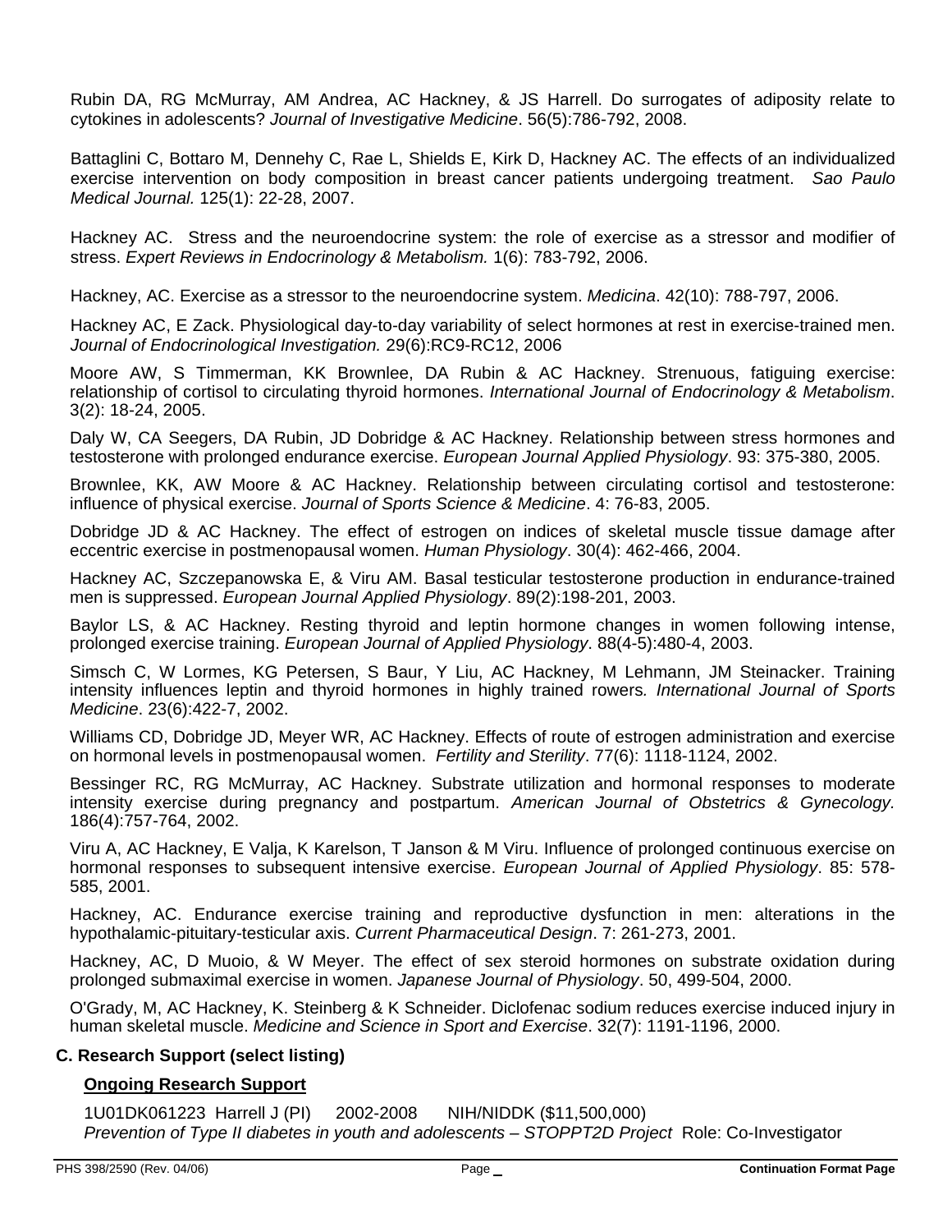Rubin DA, RG McMurray, AM Andrea, AC Hackney, & JS Harrell. Do surrogates of adiposity relate to cytokines in adolescents? *Journal of Investigative Medicine*. 56(5):786-792, 2008.

Battaglini C, Bottaro M, Dennehy C, Rae L, Shields E, Kirk D, Hackney AC. The effects of an individualized exercise intervention on body composition in breast cancer patients undergoing treatment. *Sao Paulo Medical Journal.* 125(1): 22-28, 2007.

Hackney AC. Stress and the neuroendocrine system: the role of exercise as a stressor and modifier of stress. *Expert Reviews in Endocrinology & Metabolism.* 1(6): 783-792, 2006.

Hackney, AC. Exercise as a stressor to the neuroendocrine system. *Medicina*. 42(10): 788-797, 2006.

Hackney AC, E Zack. Physiological day-to-day variability of select hormones at rest in exercise-trained men. *Journal of Endocrinological Investigation.* 29(6):RC9-RC12, 2006

Moore AW, S Timmerman, KK Brownlee, DA Rubin & AC Hackney. Strenuous, fatiguing exercise: relationship of cortisol to circulating thyroid hormones. *International Journal of Endocrinology & Metabolism*. 3(2): 18-24, 2005.

Daly W, CA Seegers, DA Rubin, JD Dobridge & AC Hackney. Relationship between stress hormones and testosterone with prolonged endurance exercise. *European Journal Applied Physiology*. 93: 375-380, 2005.

Brownlee, KK, AW Moore & AC Hackney. Relationship between circulating cortisol and testosterone: influence of physical exercise. *Journal of Sports Science & Medicine*. 4: 76-83, 2005.

Dobridge JD & AC Hackney. The effect of estrogen on indices of skeletal muscle tissue damage after eccentric exercise in postmenopausal women. *Human Physiology*. 30(4): 462-466, 2004.

Hackney AC, Szczepanowska E, & Viru AM. Basal testicular testosterone production in endurance-trained men is suppressed. *European Journal Applied Physiology*. 89(2):198-201, 2003.

Baylor LS, & AC Hackney. Resting thyroid and leptin hormone changes in women following intense, prolonged exercise training. *European Journal of Applied Physiology*. 88(4-5):480-4, 2003.

Simsch C, W Lormes, KG Petersen, S Baur, Y Liu, AC Hackney, M Lehmann, JM Steinacker. Training intensity influences leptin and thyroid hormones in highly trained rowers*. International Journal of Sports Medicine*. 23(6):422-7, 2002.

Williams CD, Dobridge JD, Meyer WR, AC Hackney. Effects of route of estrogen administration and exercise on hormonal levels in postmenopausal women. *Fertility and Sterility*. 77(6): 1118-1124, 2002.

Bessinger RC, RG McMurray, AC Hackney. Substrate utilization and hormonal responses to moderate intensity exercise during pregnancy and postpartum. *American Journal of Obstetrics & Gynecology.* 186(4):757-764, 2002.

Viru A, AC Hackney, E Valja, K Karelson, T Janson & M Viru. Influence of prolonged continuous exercise on hormonal responses to subsequent intensive exercise. *European Journal of Applied Physiology*. 85: 578-585, 2001.

Hackney, AC. Endurance exercise training and reproductive dysfunction in men: alterations in the hypothalamic-pituitary-testicular axis. *Current Pharmaceutical Design*. 7: 261-273, 2001.

Hackney, AC, D Muoio, & W Meyer. The effect of sex steroid hormones on substrate oxidation during prolonged submaximal exercise in women. *Japanese Journal of Physiology*. 50, 499-504, 2000.

O'Grady, M, AC Hackney, K. Steinberg & K Schneider. Diclofenac sodium reduces exercise induced injury in human skeletal muscle. *Medicine and Science in Sport and Exercise*. 32(7): 1191-1196, 2000.

**C. Research Support (select listing)**

**Ongoing Research Support**

1U01DK061223 Harrell J (PI) 2002-2008 NIH/NIDDK ($11,500,000)
*Prevention of Type II diabetes in youth and adolescents – STOPPT2D Project* Role: Co-Investigator